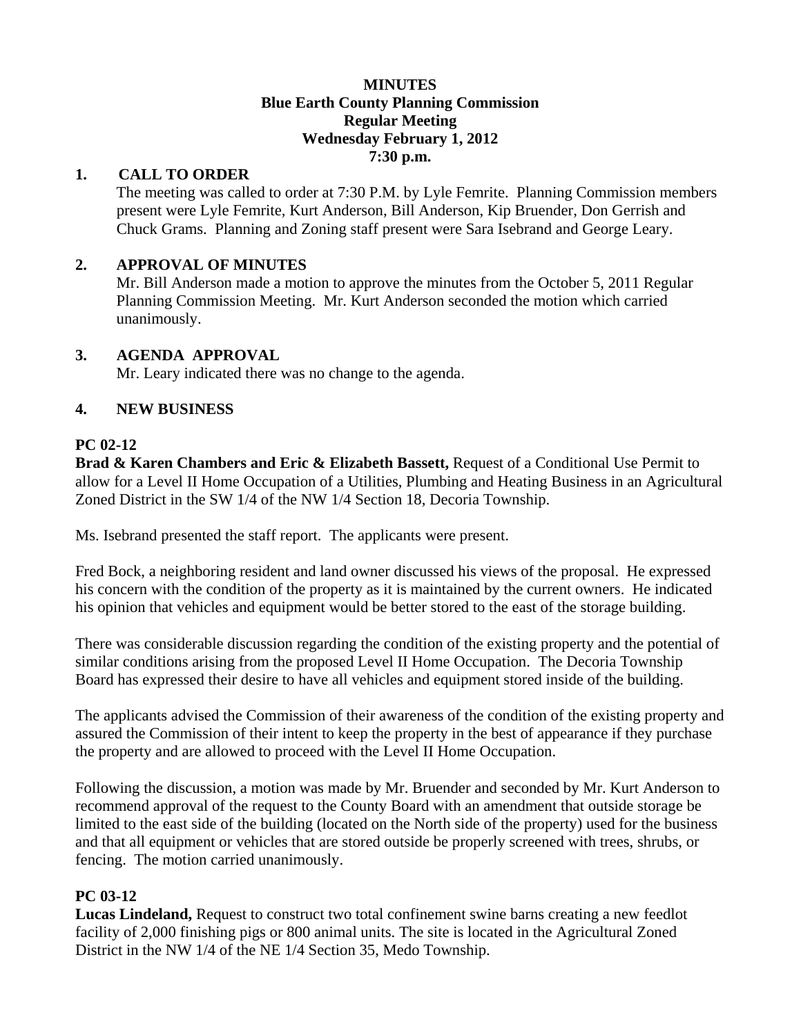**MINUTES**
**Blue Earth County Planning Commission**
**Regular Meeting**
**Wednesday February 1, 2012**
**7:30 p.m.**

## 1. CALL TO ORDER

The meeting was called to order at 7:30 P.M. by Lyle Femrite. Planning Commission members present were Lyle Femrite, Kurt Anderson, Bill Anderson, Kip Bruender, Don Gerrish and Chuck Grams. Planning and Zoning staff present were Sara Isebrand and George Leary.

## 2. APPROVAL OF MINUTES

Mr. Bill Anderson made a motion to approve the minutes from the October 5, 2011 Regular Planning Commission Meeting. Mr. Kurt Anderson seconded the motion which carried unanimously.

## 3. AGENDA APPROVAL

Mr. Leary indicated there was no change to the agenda.

## 4. NEW BUSINESS

**PC 02-12**

**Brad & Karen Chambers and Eric & Elizabeth Bassett,** Request of a Conditional Use Permit to allow for a Level II Home Occupation of a Utilities, Plumbing and Heating Business in an Agricultural Zoned District in the SW 1/4 of the NW 1/4 Section 18, Decoria Township.

Ms. Isebrand presented the staff report. The applicants were present.

Fred Bock, a neighboring resident and land owner discussed his views of the proposal. He expressed his concern with the condition of the property as it is maintained by the current owners. He indicated his opinion that vehicles and equipment would be better stored to the east of the storage building.

There was considerable discussion regarding the condition of the existing property and the potential of similar conditions arising from the proposed Level II Home Occupation. The Decoria Township Board has expressed their desire to have all vehicles and equipment stored inside of the building.

The applicants advised the Commission of their awareness of the condition of the existing property and assured the Commission of their intent to keep the property in the best of appearance if they purchase the property and are allowed to proceed with the Level II Home Occupation.

Following the discussion, a motion was made by Mr. Bruender and seconded by Mr. Kurt Anderson to recommend approval of the request to the County Board with an amendment that outside storage be limited to the east side of the building (located on the North side of the property) used for the business and that all equipment or vehicles that are stored outside be properly screened with trees, shrubs, or fencing. The motion carried unanimously.

**PC 03-12**

**Lucas Lindeland,** Request to construct two total confinement swine barns creating a new feedlot facility of 2,000 finishing pigs or 800 animal units. The site is located in the Agricultural Zoned District in the NW 1/4 of the NE 1/4 Section 35, Medo Township.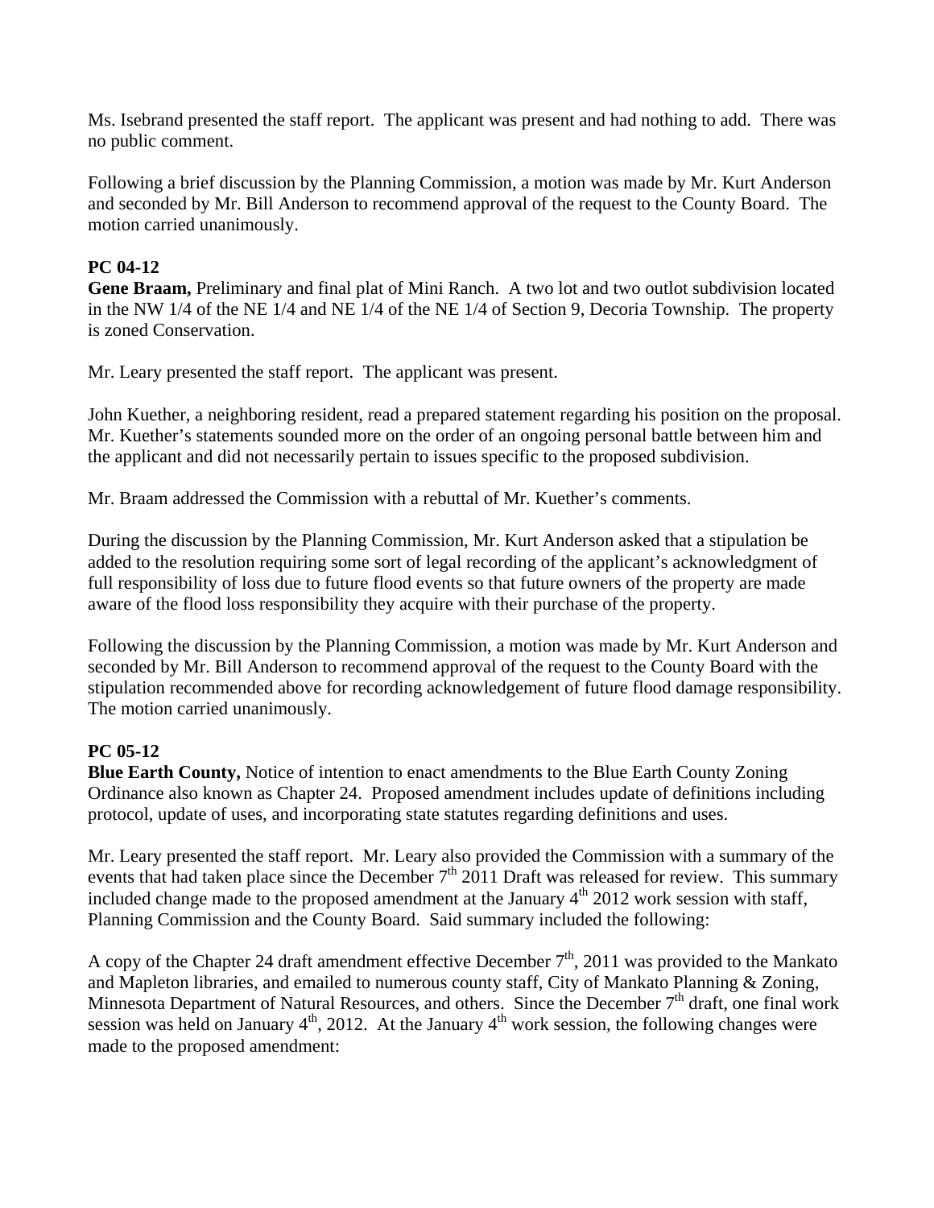Ms. Isebrand presented the staff report. The applicant was present and had nothing to add. There was no public comment.

Following a brief discussion by the Planning Commission, a motion was made by Mr. Kurt Anderson and seconded by Mr. Bill Anderson to recommend approval of the request to the County Board. The motion carried unanimously.

**PC 04-12**

**Gene Braam,** Preliminary and final plat of Mini Ranch. A two lot and two outlot subdivision located in the NW 1/4 of the NE 1/4 and NE 1/4 of the NE 1/4 of Section 9, Decoria Township. The property is zoned Conservation.

Mr. Leary presented the staff report. The applicant was present.

John Kuether, a neighboring resident, read a prepared statement regarding his position on the proposal. Mr. Kuether's statements sounded more on the order of an ongoing personal battle between him and the applicant and did not necessarily pertain to issues specific to the proposed subdivision.

Mr. Braam addressed the Commission with a rebuttal of Mr. Kuether's comments.

During the discussion by the Planning Commission, Mr. Kurt Anderson asked that a stipulation be added to the resolution requiring some sort of legal recording of the applicant's acknowledgment of full responsibility of loss due to future flood events so that future owners of the property are made aware of the flood loss responsibility they acquire with their purchase of the property.

Following the discussion by the Planning Commission, a motion was made by Mr. Kurt Anderson and seconded by Mr. Bill Anderson to recommend approval of the request to the County Board with the stipulation recommended above for recording acknowledgement of future flood damage responsibility. The motion carried unanimously.

**PC 05-12**

**Blue Earth County,** Notice of intention to enact amendments to the Blue Earth County Zoning Ordinance also known as Chapter 24. Proposed amendment includes update of definitions including protocol, update of uses, and incorporating state statutes regarding definitions and uses.

Mr. Leary presented the staff report. Mr. Leary also provided the Commission with a summary of the events that had taken place since the December 7th 2011 Draft was released for review. This summary included change made to the proposed amendment at the January 4th 2012 work session with staff, Planning Commission and the County Board. Said summary included the following:

A copy of the Chapter 24 draft amendment effective December 7th, 2011 was provided to the Mankato and Mapleton libraries, and emailed to numerous county staff, City of Mankato Planning & Zoning, Minnesota Department of Natural Resources, and others. Since the December 7th draft, one final work session was held on January 4th, 2012. At the January 4th work session, the following changes were made to the proposed amendment: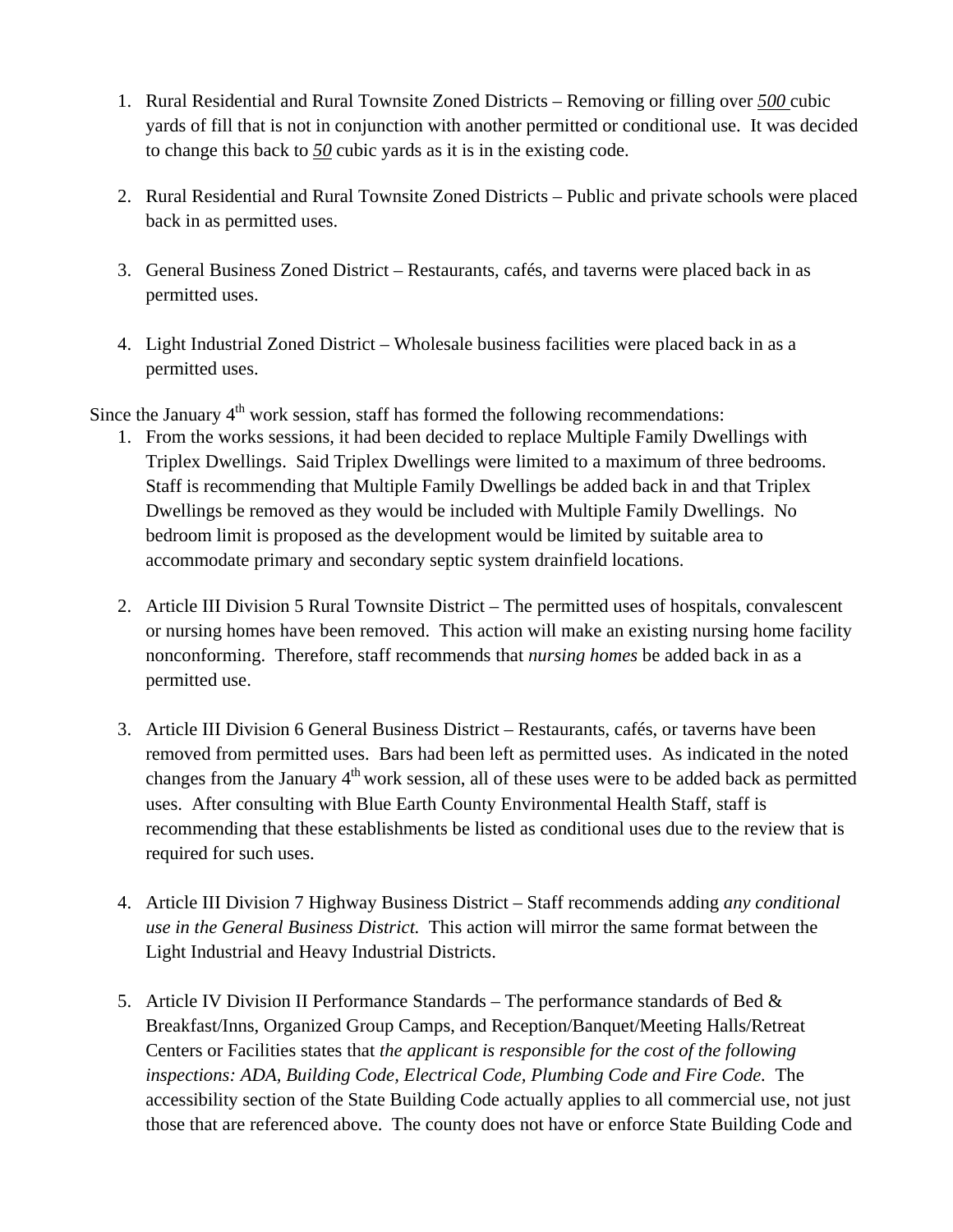1. Rural Residential and Rural Townsite Zoned Districts – Removing or filling over ***500*** cubic yards of fill that is not in conjunction with another permitted or conditional use. It was decided to change this back to ***50*** cubic yards as it is in the existing code.

2. Rural Residential and Rural Townsite Zoned Districts – Public and private schools were placed back in as permitted uses.

3. General Business Zoned District – Restaurants, cafés, and taverns were placed back in as permitted uses.

4. Light Industrial Zoned District – Wholesale business facilities were placed back in as a permitted uses.

Since the January 4th work session, staff has formed the following recommendations:

1. From the works sessions, it had been decided to replace Multiple Family Dwellings with Triplex Dwellings. Said Triplex Dwellings were limited to a maximum of three bedrooms. Staff is recommending that Multiple Family Dwellings be added back in and that Triplex Dwellings be removed as they would be included with Multiple Family Dwellings. No bedroom limit is proposed as the development would be limited by suitable area to accommodate primary and secondary septic system drainfield locations.

2. Article III Division 5 Rural Townsite District – The permitted uses of hospitals, convalescent or nursing homes have been removed. This action will make an existing nursing home facility nonconforming. Therefore, staff recommends that *nursing homes* be added back in as a permitted use.

3. Article III Division 6 General Business District – Restaurants, cafés, or taverns have been removed from permitted uses. Bars had been left as permitted uses. As indicated in the noted changes from the January 4th work session, all of these uses were to be added back as permitted uses. After consulting with Blue Earth County Environmental Health Staff, staff is recommending that these establishments be listed as conditional uses due to the review that is required for such uses.

4. Article III Division 7 Highway Business District – Staff recommends adding *any conditional use in the General Business District.* This action will mirror the same format between the Light Industrial and Heavy Industrial Districts.

5. Article IV Division II Performance Standards – The performance standards of Bed & Breakfast/Inns, Organized Group Camps, and Reception/Banquet/Meeting Halls/Retreat Centers or Facilities states that *the applicant is responsible for the cost of the following inspections: ADA, Building Code, Electrical Code, Plumbing Code and Fire Code.* The accessibility section of the State Building Code actually applies to all commercial use, not just those that are referenced above. The county does not have or enforce State Building Code and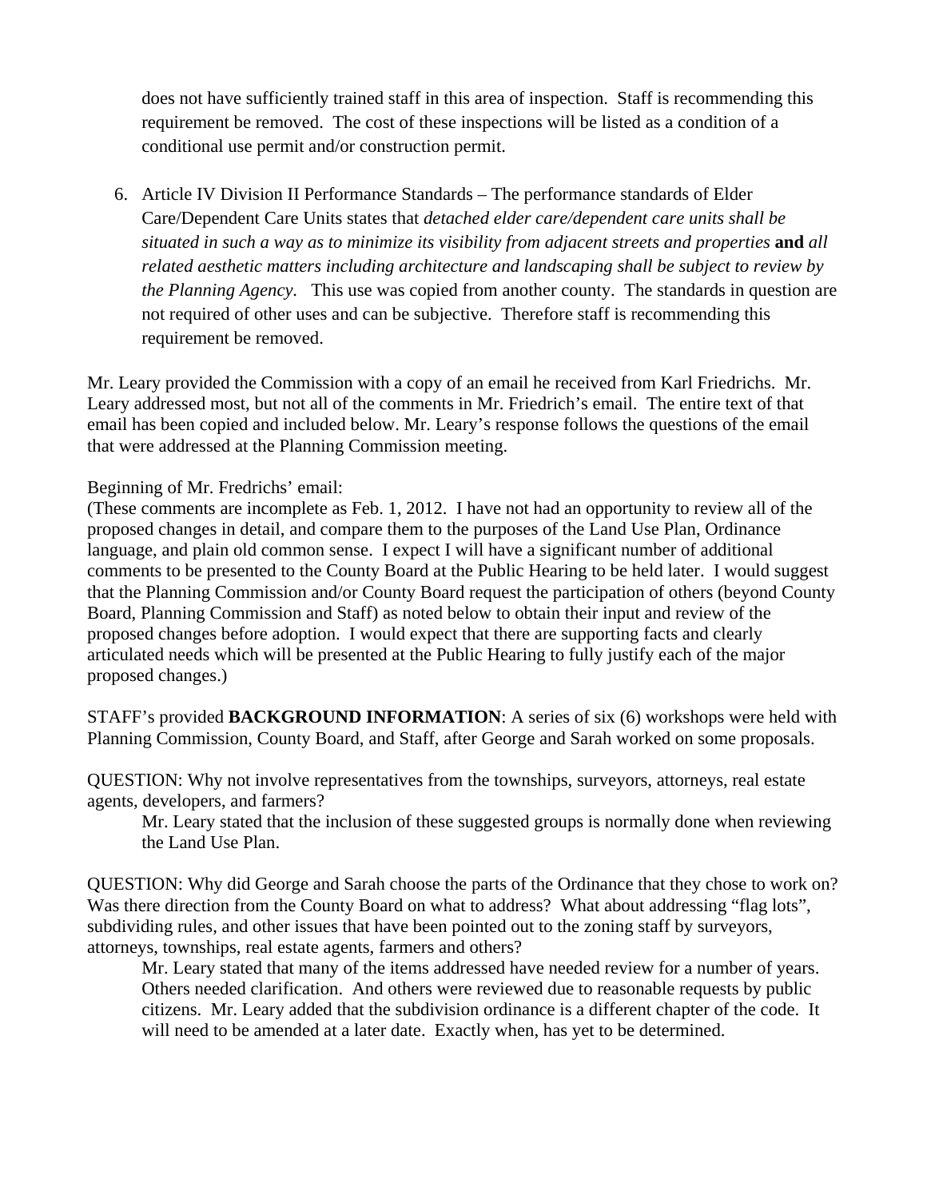does not have sufficiently trained staff in this area of inspection. Staff is recommending this requirement be removed. The cost of these inspections will be listed as a condition of a conditional use permit and/or construction permit.

6. Article IV Division II Performance Standards – The performance standards of Elder Care/Dependent Care Units states that *detached elder care/dependent care units shall be situated in such a way as to minimize its visibility from adjacent streets and properties* **and** *all related aesthetic matters including architecture and landscaping shall be subject to review by the Planning Agency*. This use was copied from another county. The standards in question are not required of other uses and can be subjective. Therefore staff is recommending this requirement be removed.

Mr. Leary provided the Commission with a copy of an email he received from Karl Friedrichs. Mr. Leary addressed most, but not all of the comments in Mr. Friedrich's email. The entire text of that email has been copied and included below. Mr. Leary's response follows the questions of the email that were addressed at the Planning Commission meeting.

Beginning of Mr. Fredrichs' email:
(These comments are incomplete as Feb. 1, 2012. I have not had an opportunity to review all of the proposed changes in detail, and compare them to the purposes of the Land Use Plan, Ordinance language, and plain old common sense. I expect I will have a significant number of additional comments to be presented to the County Board at the Public Hearing to be held later. I would suggest that the Planning Commission and/or County Board request the participation of others (beyond County Board, Planning Commission and Staff) as noted below to obtain their input and review of the proposed changes before adoption. I would expect that there are supporting facts and clearly articulated needs which will be presented at the Public Hearing to fully justify each of the major proposed changes.)

STAFF's provided **BACKGROUND INFORMATION**: A series of six (6) workshops were held with Planning Commission, County Board, and Staff, after George and Sarah worked on some proposals.

QUESTION: Why not involve representatives from the townships, surveyors, attorneys, real estate agents, developers, and farmers?

> Mr. Leary stated that the inclusion of these suggested groups is normally done when reviewing the Land Use Plan.

QUESTION: Why did George and Sarah choose the parts of the Ordinance that they chose to work on? Was there direction from the County Board on what to address? What about addressing "flag lots", subdividing rules, and other issues that have been pointed out to the zoning staff by surveyors, attorneys, townships, real estate agents, farmers and others?

> Mr. Leary stated that many of the items addressed have needed review for a number of years. Others needed clarification. And others were reviewed due to reasonable requests by public citizens. Mr. Leary added that the subdivision ordinance is a different chapter of the code. It will need to be amended at a later date. Exactly when, has yet to be determined.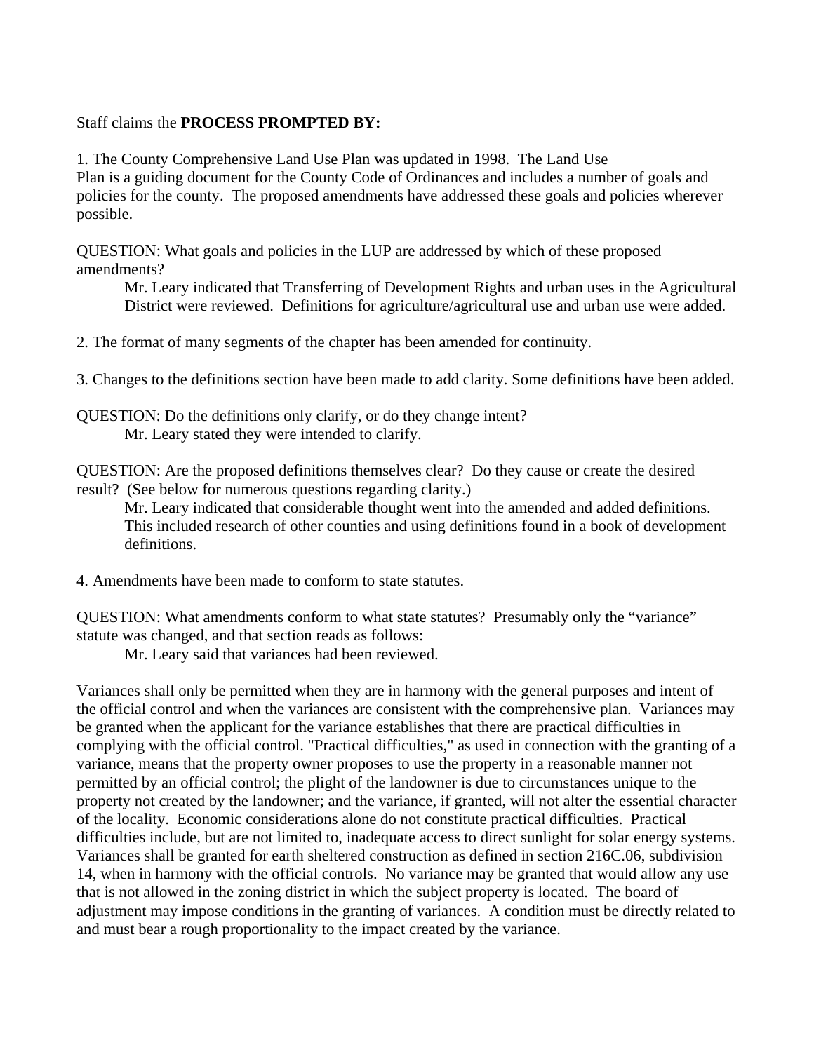Staff claims the **PROCESS PROMPTED BY:**

1. The County Comprehensive Land Use Plan was updated in 1998. The Land Use Plan is a guiding document for the County Code of Ordinances and includes a number of goals and policies for the county. The proposed amendments have addressed these goals and policies wherever possible.

QUESTION: What goals and policies in the LUP are addressed by which of these proposed amendments?

> Mr. Leary indicated that Transferring of Development Rights and urban uses in the Agricultural District were reviewed. Definitions for agriculture/agricultural use and urban use were added.

2. The format of many segments of the chapter has been amended for continuity.

3. Changes to the definitions section have been made to add clarity. Some definitions have been added.

QUESTION: Do the definitions only clarify, or do they change intent?

> Mr. Leary stated they were intended to clarify.

QUESTION: Are the proposed definitions themselves clear? Do they cause or create the desired result? (See below for numerous questions regarding clarity.)

> Mr. Leary indicated that considerable thought went into the amended and added definitions. This included research of other counties and using definitions found in a book of development definitions.

4. Amendments have been made to conform to state statutes.

QUESTION: What amendments conform to what state statutes? Presumably only the "variance" statute was changed, and that section reads as follows:

> Mr. Leary said that variances had been reviewed.

Variances shall only be permitted when they are in harmony with the general purposes and intent of the official control and when the variances are consistent with the comprehensive plan. Variances may be granted when the applicant for the variance establishes that there are practical difficulties in complying with the official control. "Practical difficulties," as used in connection with the granting of a variance, means that the property owner proposes to use the property in a reasonable manner not permitted by an official control; the plight of the landowner is due to circumstances unique to the property not created by the landowner; and the variance, if granted, will not alter the essential character of the locality. Economic considerations alone do not constitute practical difficulties. Practical difficulties include, but are not limited to, inadequate access to direct sunlight for solar energy systems. Variances shall be granted for earth sheltered construction as defined in section 216C.06, subdivision 14, when in harmony with the official controls. No variance may be granted that would allow any use that is not allowed in the zoning district in which the subject property is located. The board of adjustment may impose conditions in the granting of variances. A condition must be directly related to and must bear a rough proportionality to the impact created by the variance.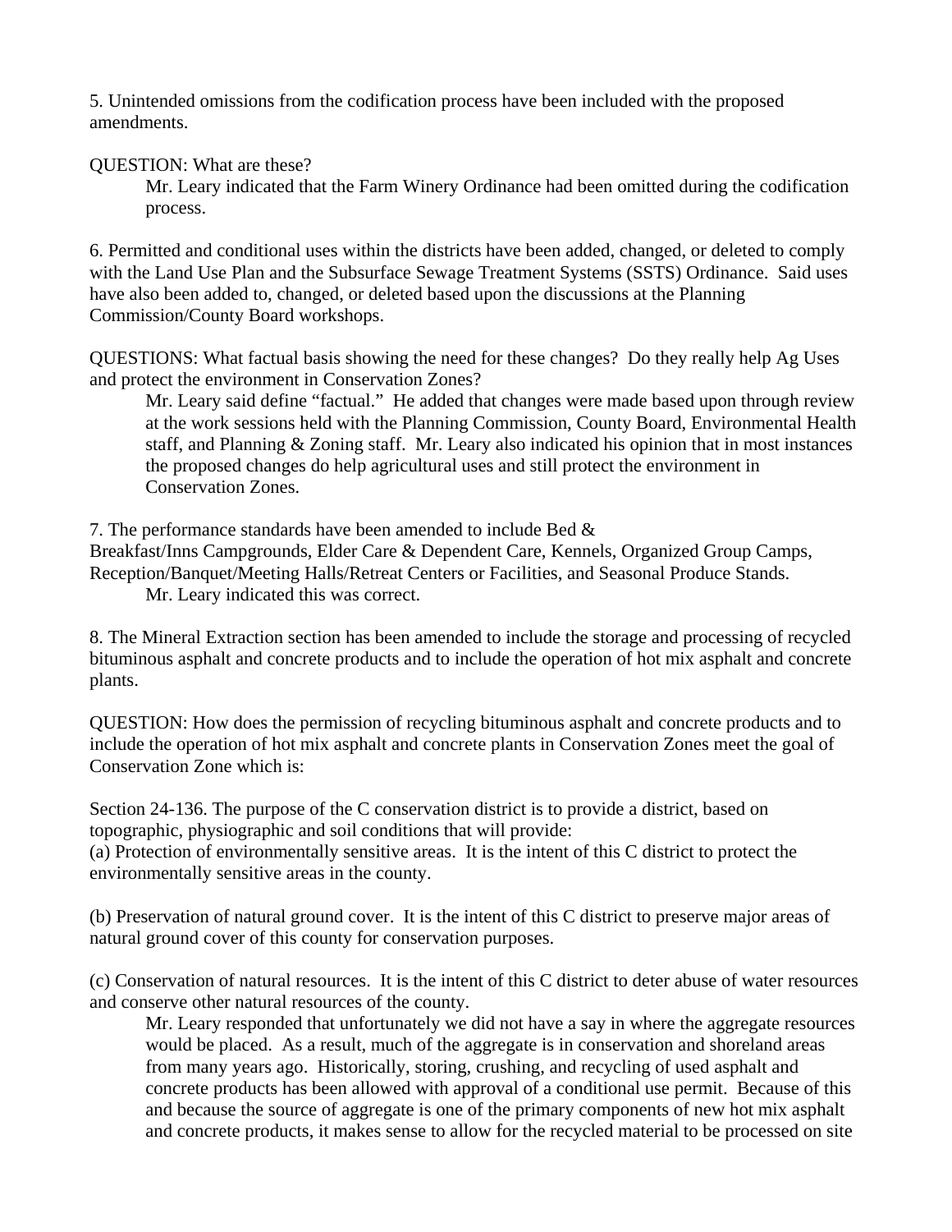5. Unintended omissions from the codification process have been included with the proposed amendments.

QUESTION: What are these?

> Mr. Leary indicated that the Farm Winery Ordinance had been omitted during the codification process.

6. Permitted and conditional uses within the districts have been added, changed, or deleted to comply with the Land Use Plan and the Subsurface Sewage Treatment Systems (SSTS) Ordinance. Said uses have also been added to, changed, or deleted based upon the discussions at the Planning Commission/County Board workshops.

QUESTIONS: What factual basis showing the need for these changes? Do they really help Ag Uses and protect the environment in Conservation Zones?

> Mr. Leary said define "factual." He added that changes were made based upon through review at the work sessions held with the Planning Commission, County Board, Environmental Health staff, and Planning & Zoning staff. Mr. Leary also indicated his opinion that in most instances the proposed changes do help agricultural uses and still protect the environment in Conservation Zones.

7. The performance standards have been amended to include Bed & Breakfast/Inns Campgrounds, Elder Care & Dependent Care, Kennels, Organized Group Camps, Reception/Banquet/Meeting Halls/Retreat Centers or Facilities, and Seasonal Produce Stands.

> Mr. Leary indicated this was correct.

8. The Mineral Extraction section has been amended to include the storage and processing of recycled bituminous asphalt and concrete products and to include the operation of hot mix asphalt and concrete plants.

QUESTION: How does the permission of recycling bituminous asphalt and concrete products and to include the operation of hot mix asphalt and concrete plants in Conservation Zones meet the goal of Conservation Zone which is:

Section 24-136. The purpose of the C conservation district is to provide a district, based on topographic, physiographic and soil conditions that will provide:
(a) Protection of environmentally sensitive areas. It is the intent of this C district to protect the environmentally sensitive areas in the county.

(b) Preservation of natural ground cover. It is the intent of this C district to preserve major areas of natural ground cover of this county for conservation purposes.

(c) Conservation of natural resources. It is the intent of this C district to deter abuse of water resources and conserve other natural resources of the county.

> Mr. Leary responded that unfortunately we did not have a say in where the aggregate resources would be placed. As a result, much of the aggregate is in conservation and shoreland areas from many years ago. Historically, storing, crushing, and recycling of used asphalt and concrete products has been allowed with approval of a conditional use permit. Because of this and because the source of aggregate is one of the primary components of new hot mix asphalt and concrete products, it makes sense to allow for the recycled material to be processed on site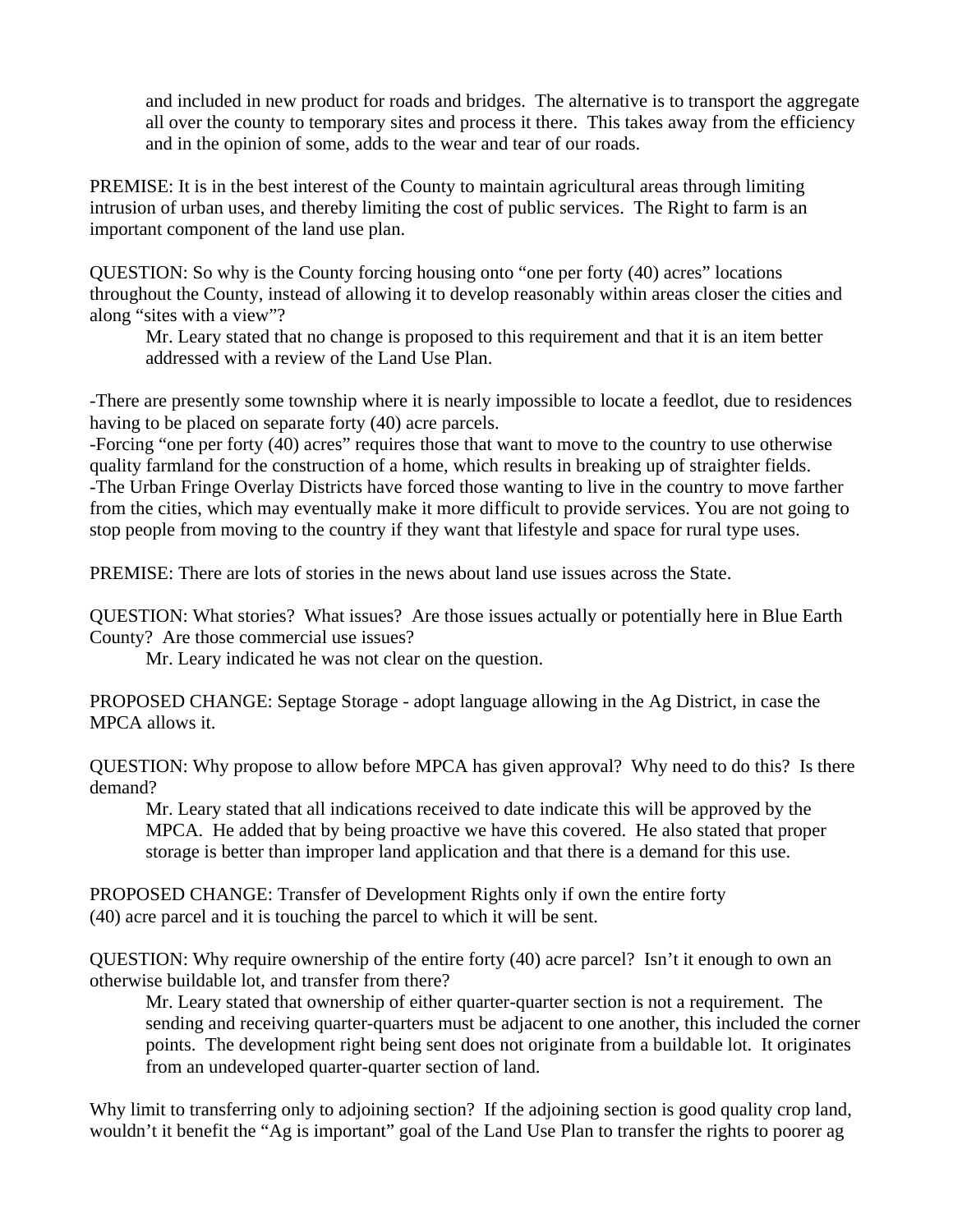and included in new product for roads and bridges. The alternative is to transport the aggregate all over the county to temporary sites and process it there. This takes away from the efficiency and in the opinion of some, adds to the wear and tear of our roads.

PREMISE: It is in the best interest of the County to maintain agricultural areas through limiting intrusion of urban uses, and thereby limiting the cost of public services. The Right to farm is an important component of the land use plan.

QUESTION: So why is the County forcing housing onto "one per forty (40) acres" locations throughout the County, instead of allowing it to develop reasonably within areas closer the cities and along "sites with a view"?

> Mr. Leary stated that no change is proposed to this requirement and that it is an item better addressed with a review of the Land Use Plan.

-There are presently some township where it is nearly impossible to locate a feedlot, due to residences having to be placed on separate forty (40) acre parcels.
-Forcing "one per forty (40) acres" requires those that want to move to the country to use otherwise quality farmland for the construction of a home, which results in breaking up of straighter fields.
-The Urban Fringe Overlay Districts have forced those wanting to live in the country to move farther from the cities, which may eventually make it more difficult to provide services. You are not going to stop people from moving to the country if they want that lifestyle and space for rural type uses.

PREMISE: There are lots of stories in the news about land use issues across the State.

QUESTION: What stories? What issues? Are those issues actually or potentially here in Blue Earth County? Are those commercial use issues?

> Mr. Leary indicated he was not clear on the question.

PROPOSED CHANGE: Septage Storage - adopt language allowing in the Ag District, in case the MPCA allows it.

QUESTION: Why propose to allow before MPCA has given approval? Why need to do this? Is there demand?

> Mr. Leary stated that all indications received to date indicate this will be approved by the MPCA. He added that by being proactive we have this covered. He also stated that proper storage is better than improper land application and that there is a demand for this use.

PROPOSED CHANGE: Transfer of Development Rights only if own the entire forty (40) acre parcel and it is touching the parcel to which it will be sent.

QUESTION: Why require ownership of the entire forty (40) acre parcel? Isn't it enough to own an otherwise buildable lot, and transfer from there?

> Mr. Leary stated that ownership of either quarter-quarter section is not a requirement. The sending and receiving quarter-quarters must be adjacent to one another, this included the corner points. The development right being sent does not originate from a buildable lot. It originates from an undeveloped quarter-quarter section of land.

Why limit to transferring only to adjoining section? If the adjoining section is good quality crop land, wouldn't it benefit the "Ag is important" goal of the Land Use Plan to transfer the rights to poorer ag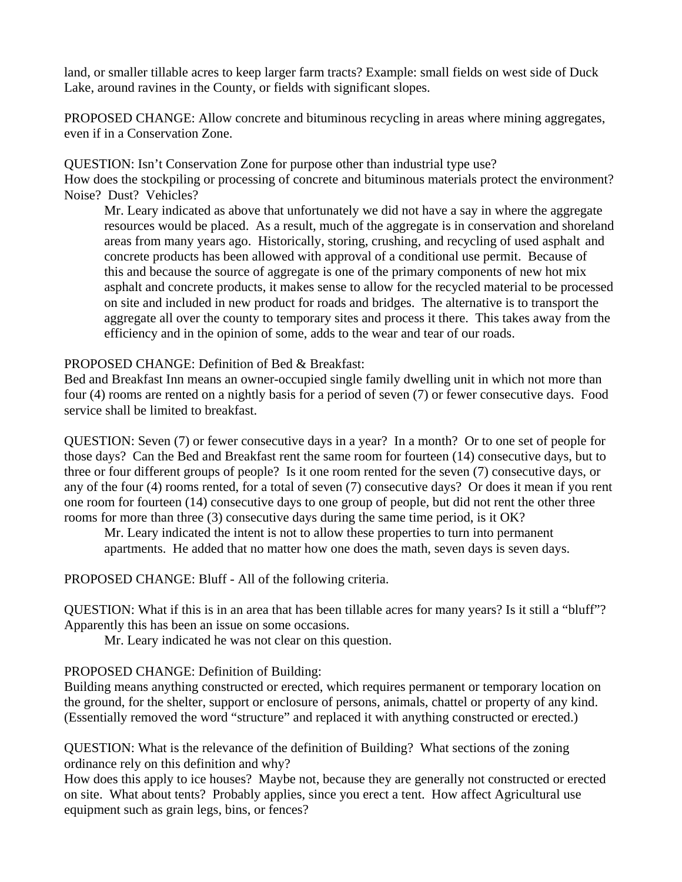land, or smaller tillable acres to keep larger farm tracts? Example: small fields on west side of Duck Lake, around ravines in the County, or fields with significant slopes.

PROPOSED CHANGE: Allow concrete and bituminous recycling in areas where mining aggregates, even if in a Conservation Zone.

QUESTION: Isn't Conservation Zone for purpose other than industrial type use?
How does the stockpiling or processing of concrete and bituminous materials protect the environment? Noise? Dust? Vehicles?

> Mr. Leary indicated as above that unfortunately we did not have a say in where the aggregate resources would be placed. As a result, much of the aggregate is in conservation and shoreland areas from many years ago. Historically, storing, crushing, and recycling of used asphalt and concrete products has been allowed with approval of a conditional use permit. Because of this and because the source of aggregate is one of the primary components of new hot mix asphalt and concrete products, it makes sense to allow for the recycled material to be processed on site and included in new product for roads and bridges. The alternative is to transport the aggregate all over the county to temporary sites and process it there. This takes away from the efficiency and in the opinion of some, adds to the wear and tear of our roads.

PROPOSED CHANGE: Definition of Bed & Breakfast:
Bed and Breakfast Inn means an owner-occupied single family dwelling unit in which not more than four (4) rooms are rented on a nightly basis for a period of seven (7) or fewer consecutive days. Food service shall be limited to breakfast.

QUESTION: Seven (7) or fewer consecutive days in a year? In a month? Or to one set of people for those days? Can the Bed and Breakfast rent the same room for fourteen (14) consecutive days, but to three or four different groups of people? Is it one room rented for the seven (7) consecutive days, or any of the four (4) rooms rented, for a total of seven (7) consecutive days? Or does it mean if you rent one room for fourteen (14) consecutive days to one group of people, but did not rent the other three rooms for more than three (3) consecutive days during the same time period, is it OK?

> Mr. Leary indicated the intent is not to allow these properties to turn into permanent apartments. He added that no matter how one does the math, seven days is seven days.

PROPOSED CHANGE: Bluff - All of the following criteria.

QUESTION: What if this is in an area that has been tillable acres for many years? Is it still a "bluff"? Apparently this has been an issue on some occasions.

> Mr. Leary indicated he was not clear on this question.

PROPOSED CHANGE: Definition of Building:
Building means anything constructed or erected, which requires permanent or temporary location on the ground, for the shelter, support or enclosure of persons, animals, chattel or property of any kind. (Essentially removed the word "structure" and replaced it with anything constructed or erected.)

QUESTION: What is the relevance of the definition of Building? What sections of the zoning ordinance rely on this definition and why?
How does this apply to ice houses? Maybe not, because they are generally not constructed or erected on site. What about tents? Probably applies, since you erect a tent. How affect Agricultural use equipment such as grain legs, bins, or fences?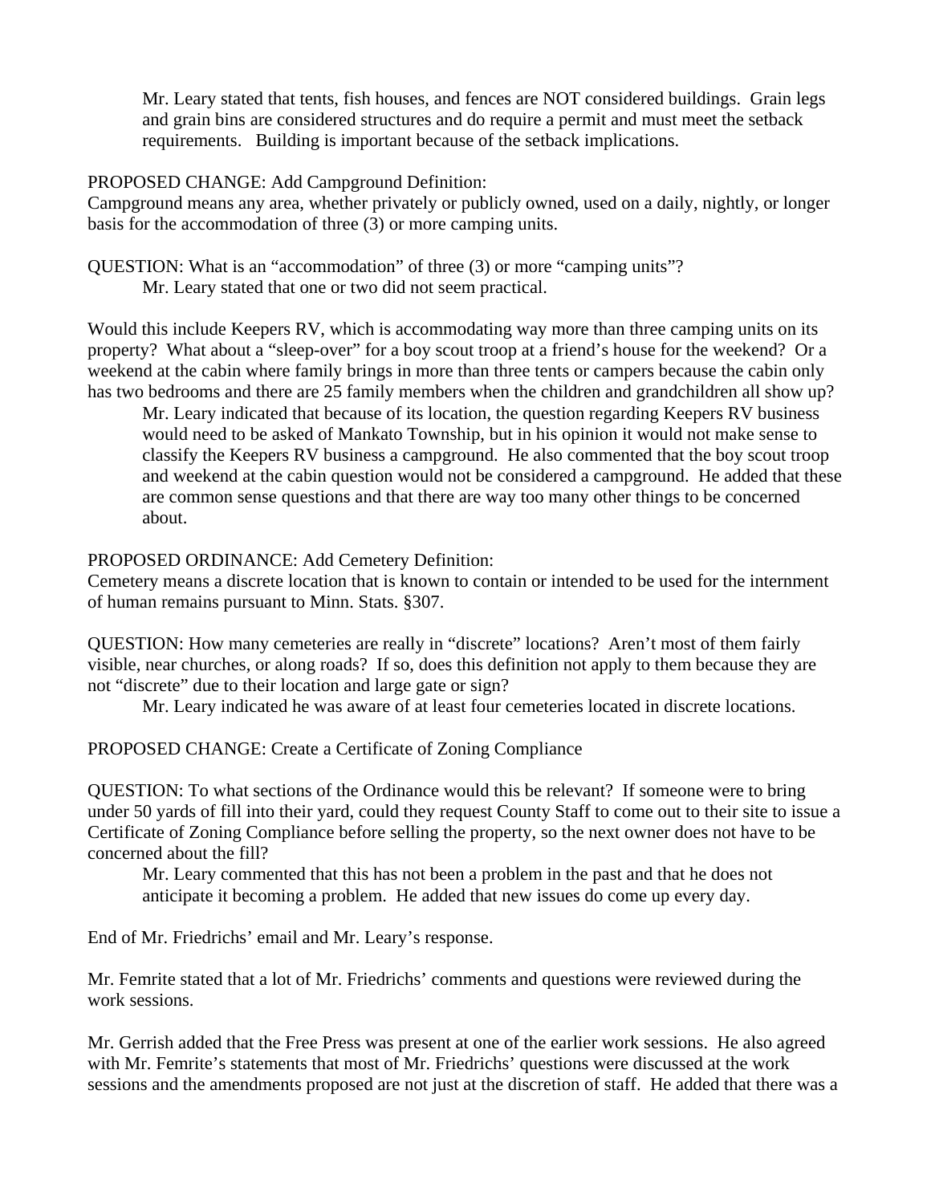Mr. Leary stated that tents, fish houses, and fences are NOT considered buildings. Grain legs and grain bins are considered structures and do require a permit and must meet the setback requirements. Building is important because of the setback implications.

PROPOSED CHANGE: Add Campground Definition:
Campground means any area, whether privately or publicly owned, used on a daily, nightly, or longer basis for the accommodation of three (3) or more camping units.

QUESTION: What is an "accommodation" of three (3) or more "camping units"?

Mr. Leary stated that one or two did not seem practical.

Would this include Keepers RV, which is accommodating way more than three camping units on its property? What about a "sleep-over" for a boy scout troop at a friend's house for the weekend? Or a weekend at the cabin where family brings in more than three tents or campers because the cabin only has two bedrooms and there are 25 family members when the children and grandchildren all show up?

Mr. Leary indicated that because of its location, the question regarding Keepers RV business would need to be asked of Mankato Township, but in his opinion it would not make sense to classify the Keepers RV business a campground. He also commented that the boy scout troop and weekend at the cabin question would not be considered a campground. He added that these are common sense questions and that there are way too many other things to be concerned about.

PROPOSED ORDINANCE: Add Cemetery Definition:
Cemetery means a discrete location that is known to contain or intended to be used for the internment of human remains pursuant to Minn. Stats. §307.

QUESTION: How many cemeteries are really in "discrete" locations? Aren't most of them fairly visible, near churches, or along roads? If so, does this definition not apply to them because they are not "discrete" due to their location and large gate or sign?

Mr. Leary indicated he was aware of at least four cemeteries located in discrete locations.

PROPOSED CHANGE: Create a Certificate of Zoning Compliance

QUESTION: To what sections of the Ordinance would this be relevant? If someone were to bring under 50 yards of fill into their yard, could they request County Staff to come out to their site to issue a Certificate of Zoning Compliance before selling the property, so the next owner does not have to be concerned about the fill?

Mr. Leary commented that this has not been a problem in the past and that he does not anticipate it becoming a problem. He added that new issues do come up every day.

End of Mr. Friedrichs' email and Mr. Leary's response.

Mr. Femrite stated that a lot of Mr. Friedrichs' comments and questions were reviewed during the work sessions.

Mr. Gerrish added that the Free Press was present at one of the earlier work sessions. He also agreed with Mr. Femrite's statements that most of Mr. Friedrichs' questions were discussed at the work sessions and the amendments proposed are not just at the discretion of staff. He added that there was a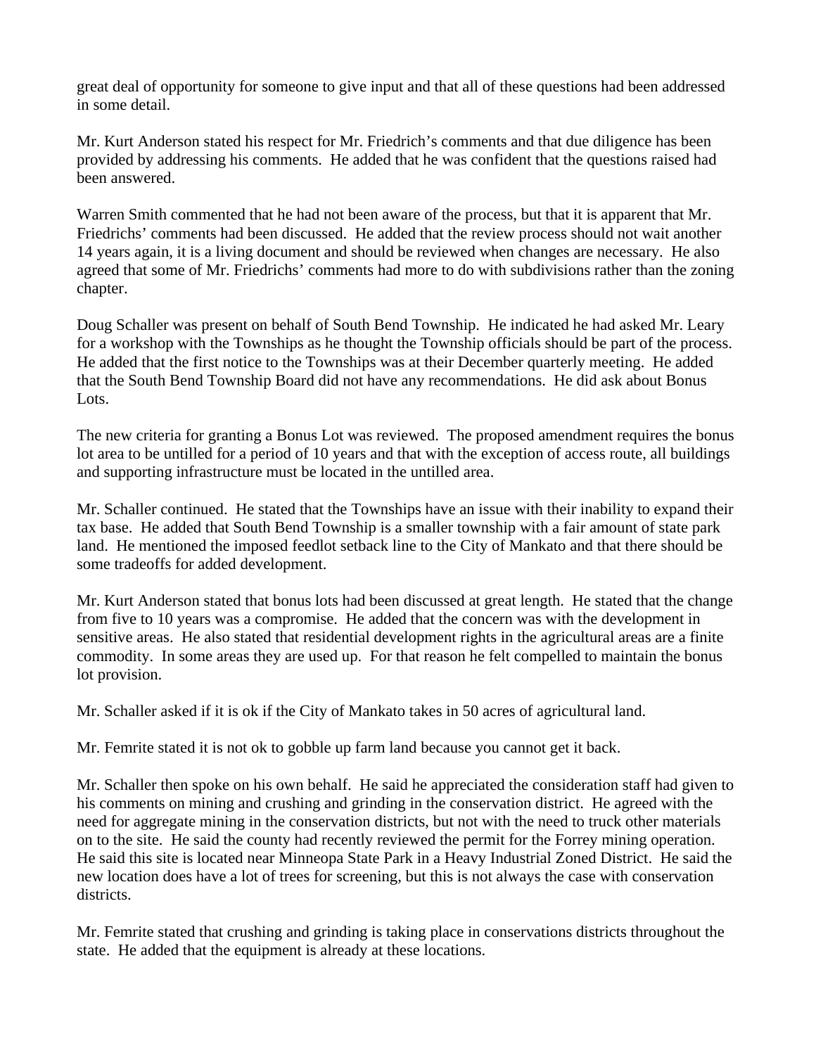great deal of opportunity for someone to give input and that all of these questions had been addressed in some detail.

Mr. Kurt Anderson stated his respect for Mr. Friedrich's comments and that due diligence has been provided by addressing his comments. He added that he was confident that the questions raised had been answered.

Warren Smith commented that he had not been aware of the process, but that it is apparent that Mr. Friedrichs' comments had been discussed. He added that the review process should not wait another 14 years again, it is a living document and should be reviewed when changes are necessary. He also agreed that some of Mr. Friedrichs' comments had more to do with subdivisions rather than the zoning chapter.

Doug Schaller was present on behalf of South Bend Township. He indicated he had asked Mr. Leary for a workshop with the Townships as he thought the Township officials should be part of the process. He added that the first notice to the Townships was at their December quarterly meeting. He added that the South Bend Township Board did not have any recommendations. He did ask about Bonus Lots.

The new criteria for granting a Bonus Lot was reviewed. The proposed amendment requires the bonus lot area to be untilled for a period of 10 years and that with the exception of access route, all buildings and supporting infrastructure must be located in the untilled area.

Mr. Schaller continued. He stated that the Townships have an issue with their inability to expand their tax base. He added that South Bend Township is a smaller township with a fair amount of state park land. He mentioned the imposed feedlot setback line to the City of Mankato and that there should be some tradeoffs for added development.

Mr. Kurt Anderson stated that bonus lots had been discussed at great length. He stated that the change from five to 10 years was a compromise. He added that the concern was with the development in sensitive areas. He also stated that residential development rights in the agricultural areas are a finite commodity. In some areas they are used up. For that reason he felt compelled to maintain the bonus lot provision.

Mr. Schaller asked if it is ok if the City of Mankato takes in 50 acres of agricultural land.

Mr. Femrite stated it is not ok to gobble up farm land because you cannot get it back.

Mr. Schaller then spoke on his own behalf. He said he appreciated the consideration staff had given to his comments on mining and crushing and grinding in the conservation district. He agreed with the need for aggregate mining in the conservation districts, but not with the need to truck other materials on to the site. He said the county had recently reviewed the permit for the Forrey mining operation. He said this site is located near Minneopa State Park in a Heavy Industrial Zoned District. He said the new location does have a lot of trees for screening, but this is not always the case with conservation districts.

Mr. Femrite stated that crushing and grinding is taking place in conservations districts throughout the state. He added that the equipment is already at these locations.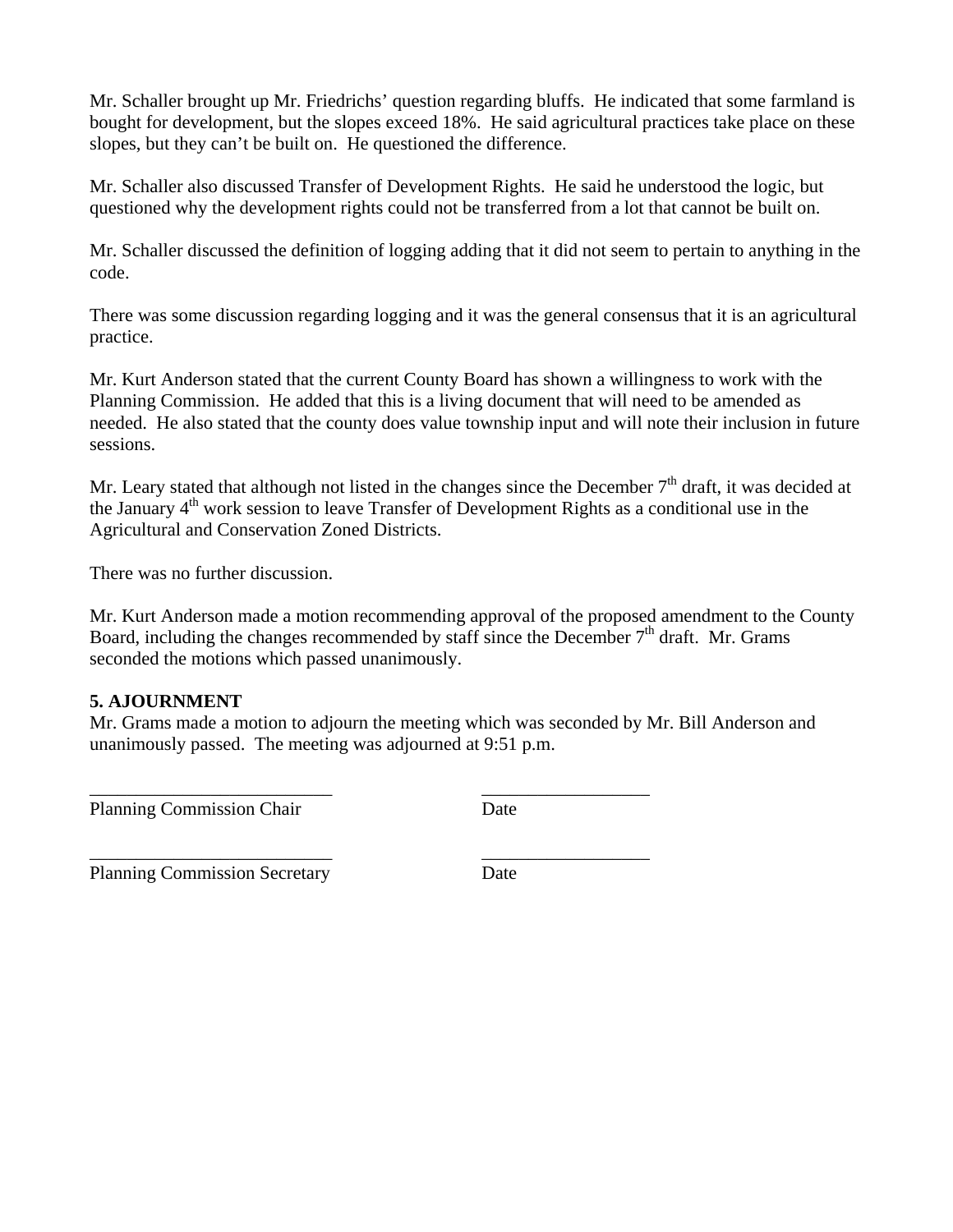Mr. Schaller brought up Mr. Friedrichs' question regarding bluffs. He indicated that some farmland is bought for development, but the slopes exceed 18%. He said agricultural practices take place on these slopes, but they can't be built on. He questioned the difference.

Mr. Schaller also discussed Transfer of Development Rights. He said he understood the logic, but questioned why the development rights could not be transferred from a lot that cannot be built on.

Mr. Schaller discussed the definition of logging adding that it did not seem to pertain to anything in the code.

There was some discussion regarding logging and it was the general consensus that it is an agricultural practice.

Mr. Kurt Anderson stated that the current County Board has shown a willingness to work with the Planning Commission. He added that this is a living document that will need to be amended as needed. He also stated that the county does value township input and will note their inclusion in future sessions.

Mr. Leary stated that although not listed in the changes since the December 7th draft, it was decided at the January 4th work session to leave Transfer of Development Rights as a conditional use in the Agricultural and Conservation Zoned Districts.

There was no further discussion.

Mr. Kurt Anderson made a motion recommending approval of the proposed amendment to the County Board, including the changes recommended by staff since the December 7th draft. Mr. Grams seconded the motions which passed unanimously.

**5. AJOURNMENT**

Mr. Grams made a motion to adjourn the meeting which was seconded by Mr. Bill Anderson and unanimously passed. The meeting was adjourned at 9:51 p.m.

___________________________ ___________________

Planning Commission Chair Date

___________________________ ___________________

Planning Commission Secretary Date